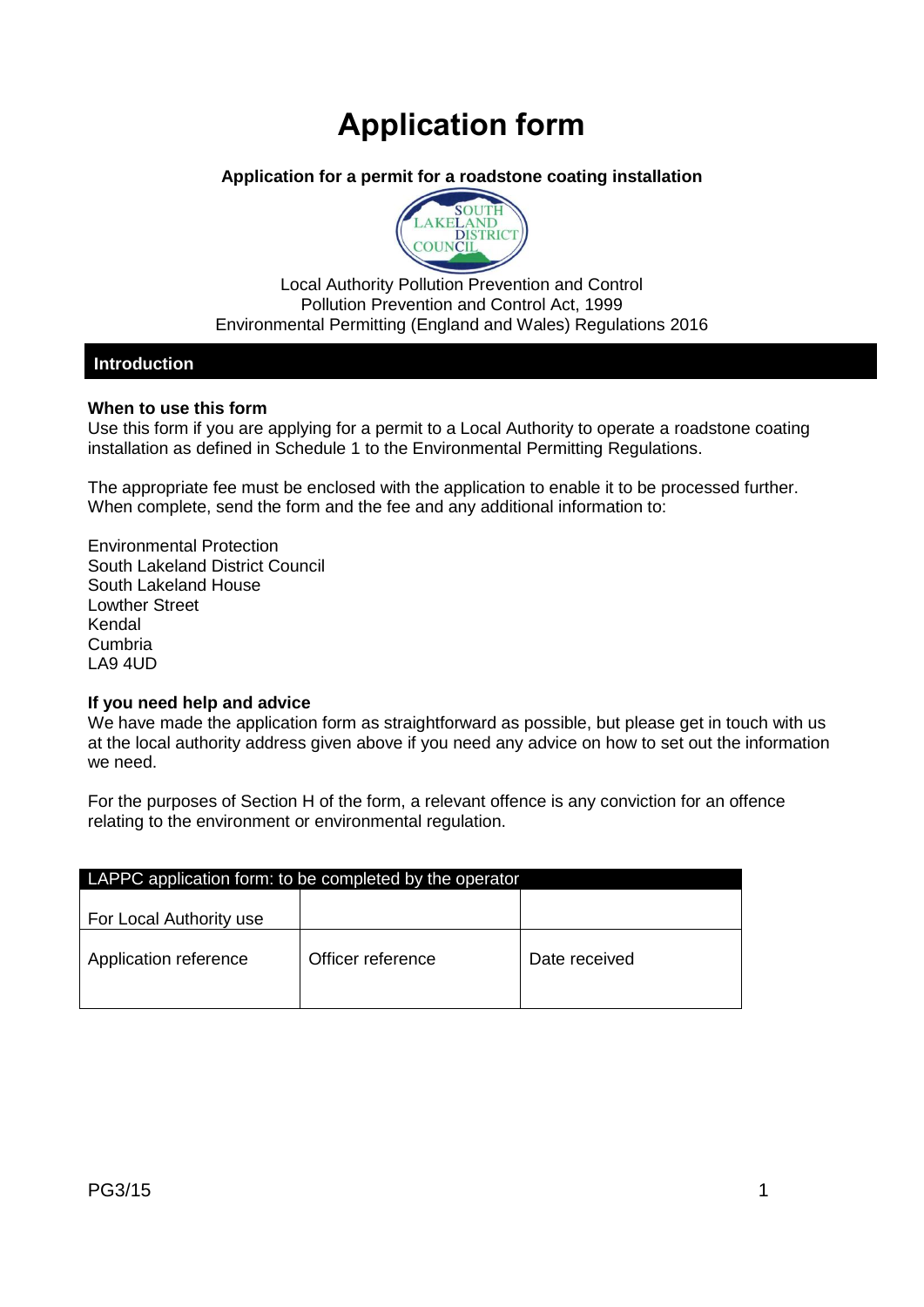# Application form

**Application for a permit for a roadstone coating installation**

Local Authority Pollution Prevention and Control
Pollution Prevention and Control Act, 1999
Environmental Permitting (England and Wales) Regulations 2016

## Introduction

**When to use this form**
Use this form if you are applying for a permit to a Local Authority to operate a roadstone coating installation as defined in Schedule 1 to the Environmental Permitting Regulations.

The appropriate fee must be enclosed with the application to enable it to be processed further. When complete, send the form and the fee and any additional information to:

Environmental Protection
South Lakeland District Council
South Lakeland House
Lowther Street
Kendal
Cumbria
LA9 4UD

**If you need help and advice**
We have made the application form as straightforward as possible, but please get in touch with us at the local authority address given above if you need any advice on how to set out the information we need.

For the purposes of Section H of the form, a relevant offence is any conviction for an offence relating to the environment or environmental regulation.

| LAPPC application form: to be completed by the operator | | |
|---|---|---|
| For Local Authority use | | |
| Application reference | Officer reference | Date received |

PG3/15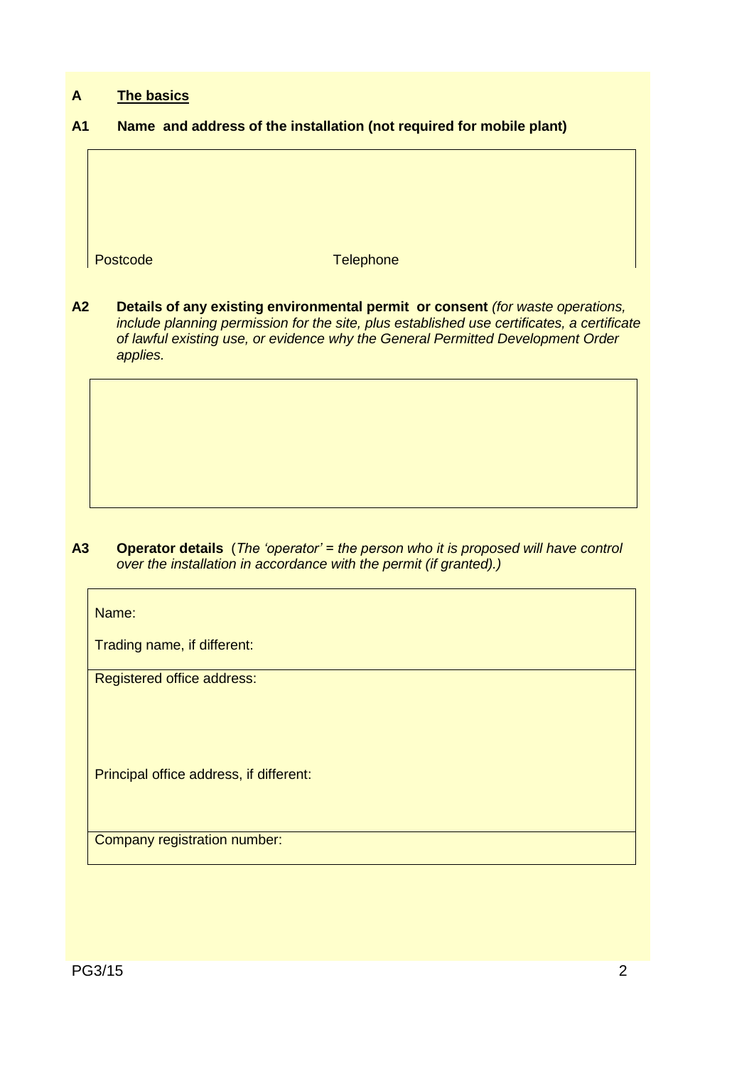## A The basics

### A1 Name and address of the installation (not required for mobile plant)

Postcode Telephone

### A2 Details of any existing environmental permit or consent *(for waste operations, include planning permission for the site, plus established use certificates, a certificate of lawful existing use, or evidence why the General Permitted Development Order applies.*

### A3 Operator details (*The 'operator' = the person who it is proposed will have control over the installation in accordance with the permit (if granted).)*

Name:

Trading name, if different:

Registered office address:

Principal office address, if different:

Company registration number: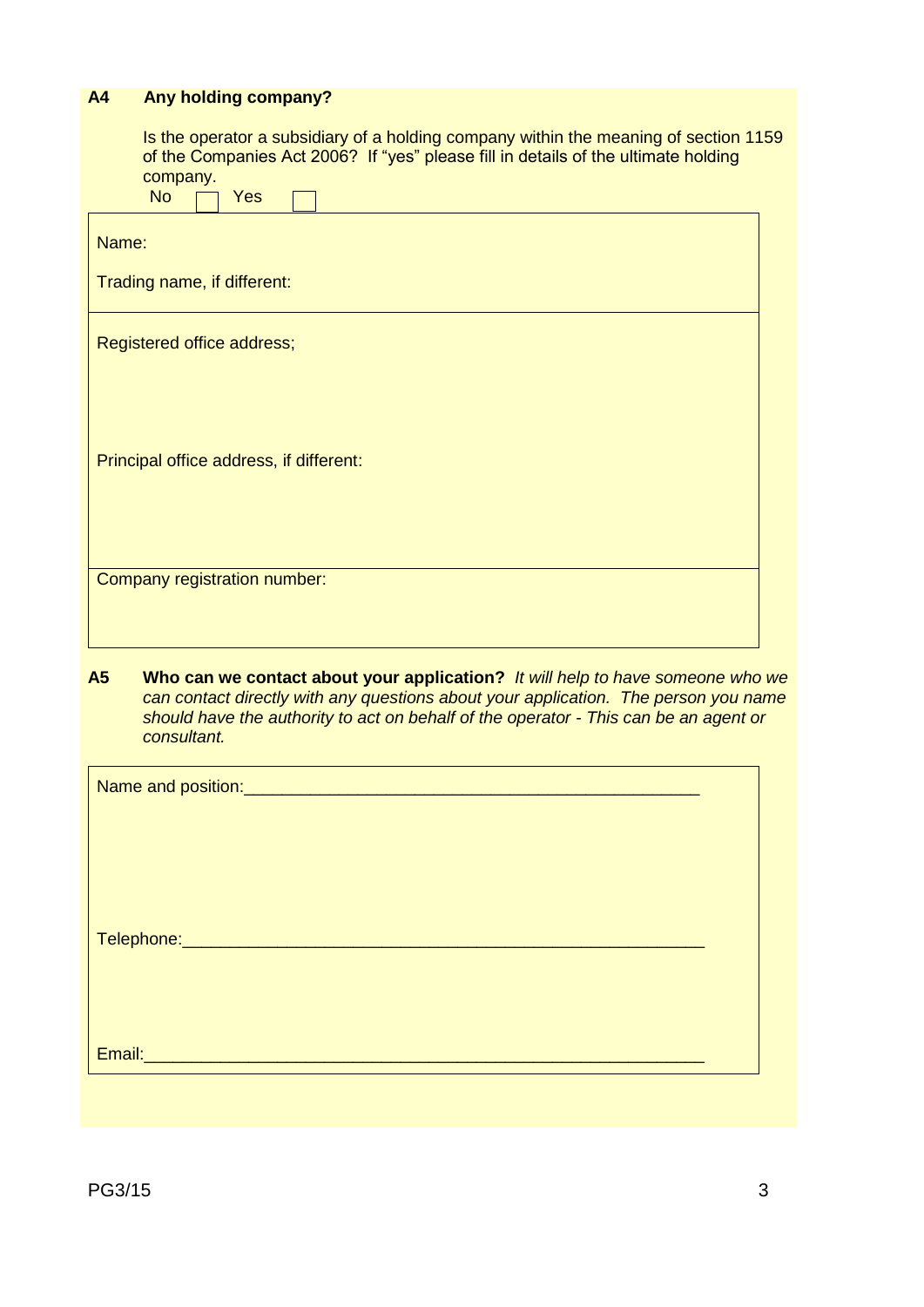**A4 Any holding company?**

Is the operator a subsidiary of a holding company within the meaning of section 1159 of the Companies Act 2006? If "yes" please fill in details of the ultimate holding company.

No ☐ Yes ☐

Name:

Trading name, if different:

Registered office address;

Principal office address, if different:

Company registration number:

**A5 Who can we contact about your application?** *It will help to have someone who we can contact directly with any questions about your application. The person you name should have the authority to act on behalf of the operator - This can be an agent or consultant.*

Name and position:_______________________________________________

Telephone:______________________________________________________

Email:__________________________________________________________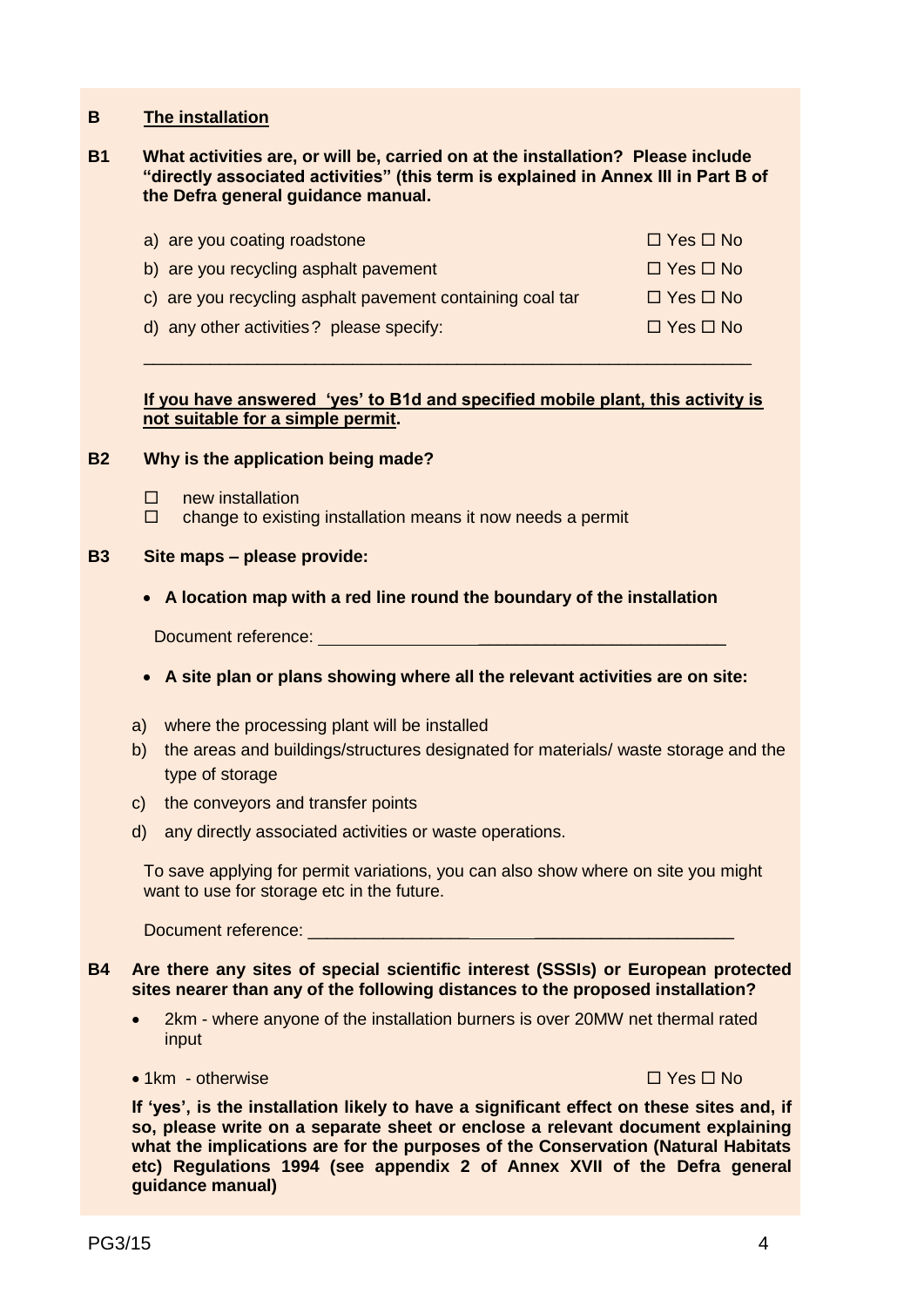**B** **The installation**

**B1** **What activities are, or will be, carried on at the installation? Please include "directly associated activities" (this term is explained in Annex III in Part B of the Defra general guidance manual.**

a) are you coating roadstone ☐ Yes ☐ No

b) are you recycling asphalt pavement ☐ Yes ☐ No

c) are you recycling asphalt pavement containing coal tar ☐ Yes ☐ No

d) any other activities? please specify: ☐ Yes ☐ No

\_\_\_\_\_\_\_\_\_\_\_\_\_\_\_\_\_\_\_\_\_\_\_\_\_\_\_\_\_\_\_\_\_\_\_\_\_\_\_\_\_\_\_\_\_\_\_\_\_\_\_\_\_\_\_\_\_\_\_\_\_\_\_\_

**If you have answered 'yes' to B1d and specified mobile plant, this activity is not suitable for a simple permit.**

**B2** **Why is the application being made?**

☐ new installation

☐ change to existing installation means it now needs a permit

**B3** **Site maps – please provide:**

- **A location map with a red line round the boundary of the installation**

Document reference: \_\_\_\_\_\_\_\_\_\_\_\_\_\_\_\_\_\_\_\_\_\_\_\_\_\_\_\_\_\_\_\_\_\_\_\_\_\_\_\_\_\_\_

- **A site plan or plans showing where all the relevant activities are on site:**

a) where the processing plant will be installed

b) the areas and buildings/structures designated for materials/ waste storage and the type of storage

c) the conveyors and transfer points

d) any directly associated activities or waste operations.

To save applying for permit variations, you can also show where on site you might want to use for storage etc in the future.

Document reference: \_\_\_\_\_\_\_\_\_\_\_\_\_\_\_\_\_\_\_\_\_\_\_\_\_\_\_\_\_\_\_\_\_\_\_\_\_\_\_\_\_\_\_

**B4** **Are there any sites of special scientific interest (SSSIs) or European protected sites nearer than any of the following distances to the proposed installation?**

- 2km - where anyone of the installation burners is over 20MW net thermal rated input
- 1km - otherwise ☐ Yes ☐ No

**If 'yes', is the installation likely to have a significant effect on these sites and, if so, please write on a separate sheet or enclose a relevant document explaining what the implications are for the purposes of the Conservation (Natural Habitats etc) Regulations 1994 (see appendix 2 of Annex XVII of the Defra general guidance manual)**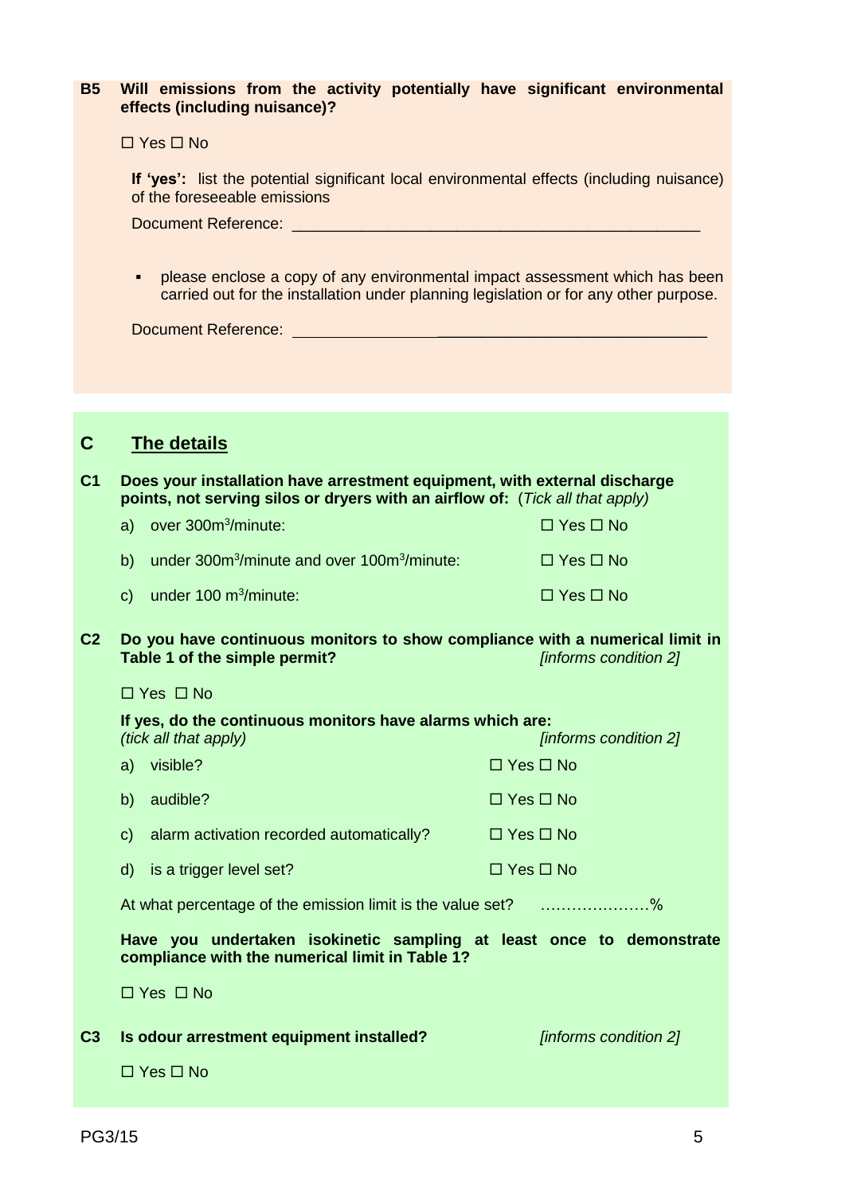**B5 Will emissions from the activity potentially have significant environmental effects (including nuisance)?**

☐ Yes ☐ No

**If 'yes':** list the potential significant local environmental effects (including nuisance) of the foreseeable emissions

Document Reference: \_\_\_\_\_\_\_\_\_\_\_\_\_\_\_\_\_\_\_\_\_\_\_\_\_\_\_\_\_\_\_\_\_\_\_\_\_\_\_\_\_\_\_\_\_\_\_\_

- please enclose a copy of any environmental impact assessment which has been carried out for the installation under planning legislation or for any other purpose.

Document Reference: \_\_\_\_\_\_\_\_\_\_\_\_\_\_\_\_\_\_\_\_\_\_\_\_\_\_\_\_\_\_\_\_\_\_\_\_\_\_\_\_\_\_\_\_\_\_\_\_

## C The details

**C1 Does your installation have arrestment equipment, with external discharge points, not serving silos or dryers with an airflow of:** (*Tick all that apply)*

a) over 300m$^3$/minute: ☐ Yes ☐ No

b) under 300m$^3$/minute and over 100m$^3$/minute: ☐ Yes ☐ No

c) under 100 m$^3$/minute: ☐ Yes ☐ No

**C2 Do you have continuous monitors to show compliance with a numerical limit in Table 1 of the simple permit?** *[informs condition 2]*

☐ Yes ☐ No

**If yes, do the continuous monitors have alarms which are:**
*(tick all that apply)* *[informs condition 2]*

a) visible? ☐ Yes ☐ No

b) audible? ☐ Yes ☐ No

c) alarm activation recorded automatically? ☐ Yes ☐ No

d) is a trigger level set? ☐ Yes ☐ No

At what percentage of the emission limit is the value set? …………………%

**Have you undertaken isokinetic sampling at least once to demonstrate compliance with the numerical limit in Table 1?**

☐ Yes ☐ No

**C3 Is odour arrestment equipment installed?** *[informs condition 2]*

☐ Yes ☐ No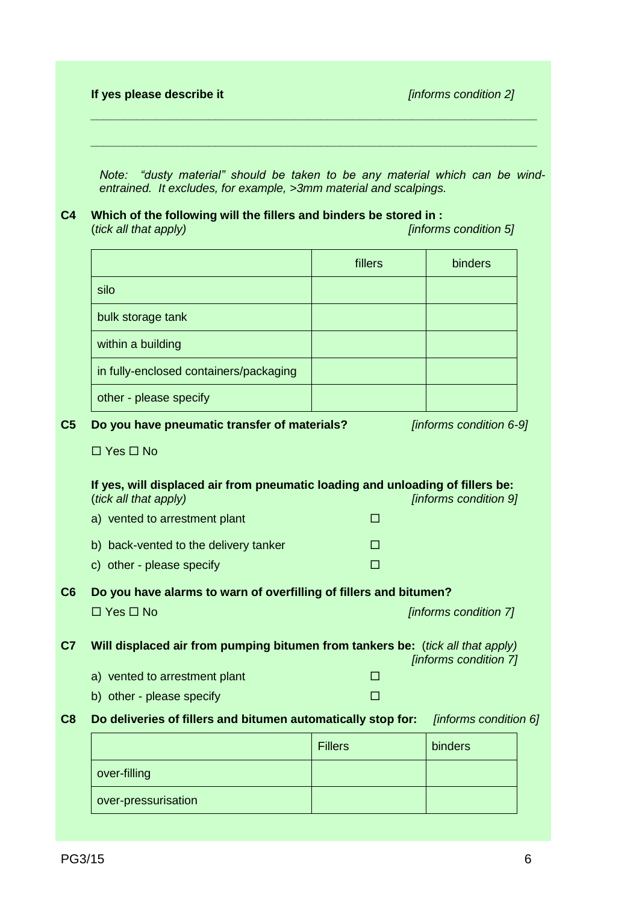**If yes please describe it** *[informs condition 2]*

\_\_\_\_\_\_\_\_\_\_\_\_\_\_\_\_\_\_\_\_\_\_\_\_\_\_\_\_\_\_\_\_\_\_\_\_\_\_\_\_\_\_\_\_\_\_\_\_\_\_\_\_\_\_\_\_\_\_\_\_\_\_

\_\_\_\_\_\_\_\_\_\_\_\_\_\_\_\_\_\_\_\_\_\_\_\_\_\_\_\_\_\_\_\_\_\_\_\_\_\_\_\_\_\_\_\_\_\_\_\_\_\_\_\_\_\_\_\_\_\_\_\_\_\_

*Note: "dusty material" should be taken to be any material which can be wind-entrained. It excludes, for example, >3mm material and scalpings.*

**C4 Which of the following will the fillers and binders be stored in :**
(*tick all that apply)* *[informs condition 5]*

| | fillers | binders |
|---|---|---|
| silo | | |
| bulk storage tank | | |
| within a building | | |
| in fully-enclosed containers/packaging | | |
| other - please specify | | |

**C5 Do you have pneumatic transfer of materials?** *[informs condition 6-9]*

☐ Yes ☐ No

**If yes, will displaced air from pneumatic loading and unloading of fillers be:**
(*tick all that apply)* *[informs condition 9]*

a) vented to arrestment plant ☐

b) back-vented to the delivery tanker ☐

c) other - please specify ☐

**C6 Do you have alarms to warn of overfilling of fillers and bitumen?**

☐ Yes ☐ No *[informs condition 7]*

**C7 Will displaced air from pumping bitumen from tankers be:** (*tick all that apply)* *[informs condition 7]*

a) vented to arrestment plant ☐

b) other - please specify ☐

**C8 Do deliveries of fillers and bitumen automatically stop for:** *[informs condition 6]*

| | Fillers | binders |
|---|---|---|
| over-filling | | |
| over-pressurisation | | |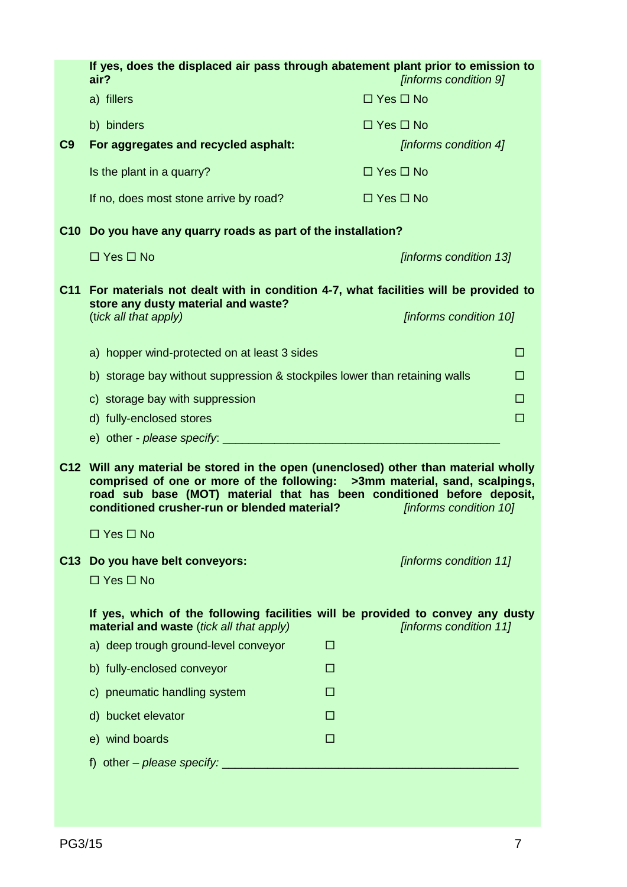**If yes, does the displaced air pass through abatement plant prior to emission to air?** *[informs condition 9]*

a) fillers ☐ Yes ☐ No

b) binders ☐ Yes ☐ No

**C9 For aggregates and recycled asphalt:** *[informs condition 4]*

Is the plant in a quarry? ☐ Yes ☐ No

If no, does most stone arrive by road? ☐ Yes ☐ No

**C10 Do you have any quarry roads as part of the installation?**

☐ Yes ☐ No *[informs condition 13]*

**C11 For materials not dealt with in condition 4-7, what facilities will be provided to store any dusty material and waste?**
(*tick all that apply)* *[informs condition 10]*

a) hopper wind-protected on at least 3 sides ☐

b) storage bay without suppression & stockpiles lower than retaining walls ☐

c) storage bay with suppression ☐

d) fully-enclosed stores ☐

e) other - *please specify*: ___________________________________________

**C12 Will any material be stored in the open (unenclosed) other than material wholly comprised of one or more of the following: >3mm material, sand, scalpings, road sub base (MOT) material that has been conditioned before deposit, conditioned crusher-run or blended material?** *[informs condition 10]*

☐ Yes ☐ No

**C13 Do you have belt conveyors:** *[informs condition 11]*

☐ Yes ☐ No

**If yes, which of the following facilities will be provided to convey any dusty material and waste** (*tick all that apply)* *[informs condition 11]*

a) deep trough ground-level conveyor ☐

b) fully-enclosed conveyor ☐

c) pneumatic handling system ☐

d) bucket elevator ☐

e) wind boards ☐

f) other – *please specify:* ______________________________________________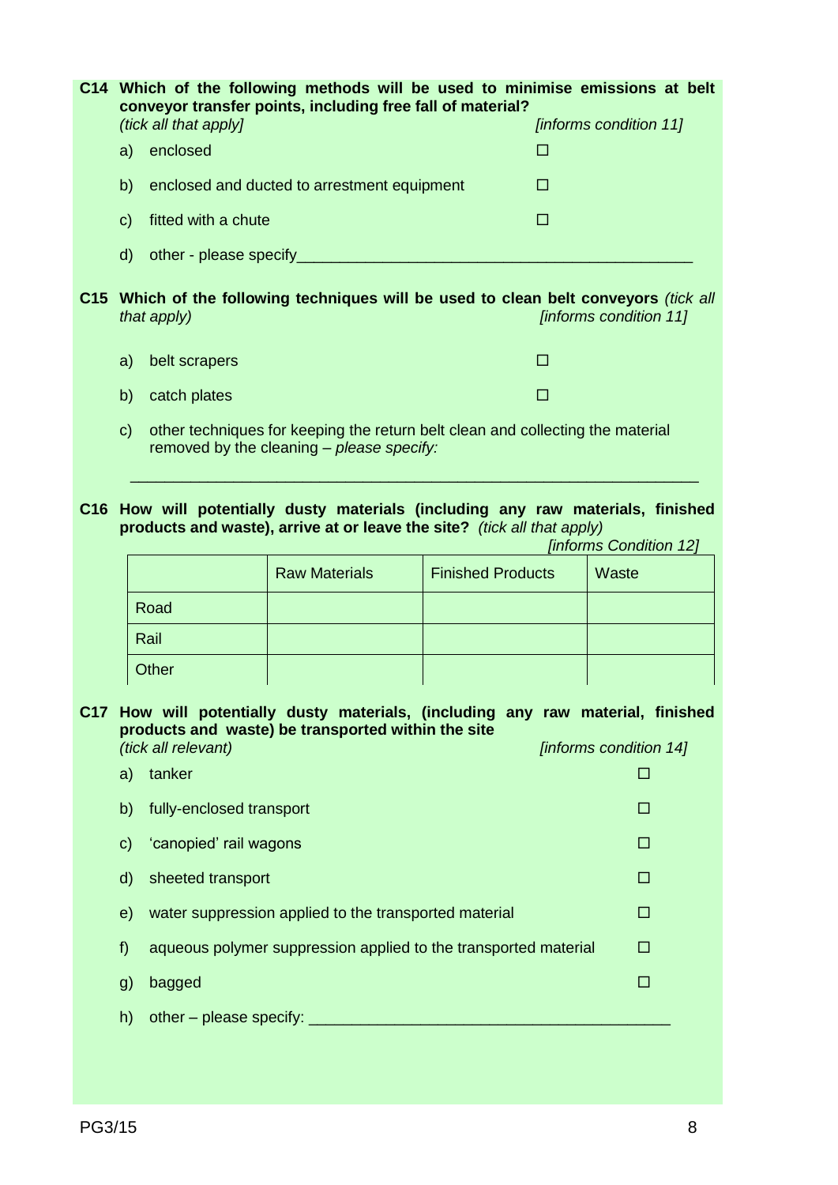**C14 Which of the following methods will be used to minimise emissions at belt conveyor transfer points, including free fall of material?**
*(tick all that apply]* *[informs condition 11]*

a) enclosed ☐

b) enclosed and ducted to arrestment equipment ☐

c) fitted with a chute ☐

d) other - please specify\_\_\_\_\_\_\_\_\_\_\_\_\_\_\_\_\_\_\_\_\_\_\_\_\_\_\_\_\_\_\_\_\_\_\_\_\_\_\_\_\_\_\_\_\_\_

**C15 Which of the following techniques will be used to clean belt conveyors** *(tick all that apply)* *[informs condition 11]*

a) belt scrapers ☐

b) catch plates ☐

c) other techniques for keeping the return belt clean and collecting the material removed by the cleaning – *please specify:*

\_\_\_\_\_\_\_\_\_\_\_\_\_\_\_\_\_\_\_\_\_\_\_\_\_\_\_\_\_\_\_\_\_\_\_\_\_\_\_\_\_\_\_\_\_\_\_\_\_\_\_\_\_\_\_\_\_\_\_\_\_\_\_\_\_\_

**C16 How will potentially dusty materials (including any raw materials, finished products and waste), arrive at or leave the site?** *(tick all that apply)*
*[informs Condition 12]*

| | Raw Materials | Finished Products | Waste |
|---|---|---|---|
| Road | | | |
| Rail | | | |
| Other | | | |

**C17 How will potentially dusty materials, (including any raw material, finished products and waste) be transported within the site**
*(tick all relevant)* *[informs condition 14]*

a) tanker ☐

b) fully-enclosed transport ☐

c) 'canopied' rail wagons ☐

d) sheeted transport ☐

e) water suppression applied to the transported material ☐

f) aqueous polymer suppression applied to the transported material ☐

g) bagged ☐

h) other – please specify: \_\_\_\_\_\_\_\_\_\_\_\_\_\_\_\_\_\_\_\_\_\_\_\_\_\_\_\_\_\_\_\_\_\_\_\_\_\_\_\_\_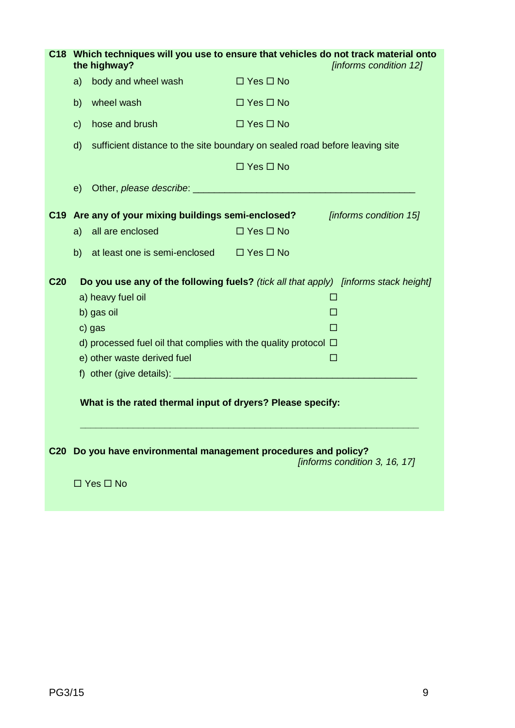**C18 Which techniques will you use to ensure that vehicles do not track material onto the highway?** *[informs condition 12]*

a) body and wheel wash ☐ Yes ☐ No

b) wheel wash ☐ Yes ☐ No

c) hose and brush ☐ Yes ☐ No

d) sufficient distance to the site boundary on sealed road before leaving site

☐ Yes ☐ No

e) Other, *please describe*: ___________________________________________

**C19 Are any of your mixing buildings semi-enclosed?** *[informs condition 15]*

a) all are enclosed ☐ Yes ☐ No

b) at least one is semi-enclosed ☐ Yes ☐ No

**C20 Do you use any of the following fuels?** *(tick all that apply)* *[informs stack height]*

a) heavy fuel oil ☐

b) gas oil ☐

c) gas ☐

d) processed fuel oil that complies with the quality protocol ☐

e) other waste derived fuel ☐

f) other (give details): ______________________________________________

**What is the rated thermal input of dryers? Please specify:**

_______________________________________________________________

**C20 Do you have environmental management procedures and policy?** *[informs condition 3, 16, 17]*

☐ Yes ☐ No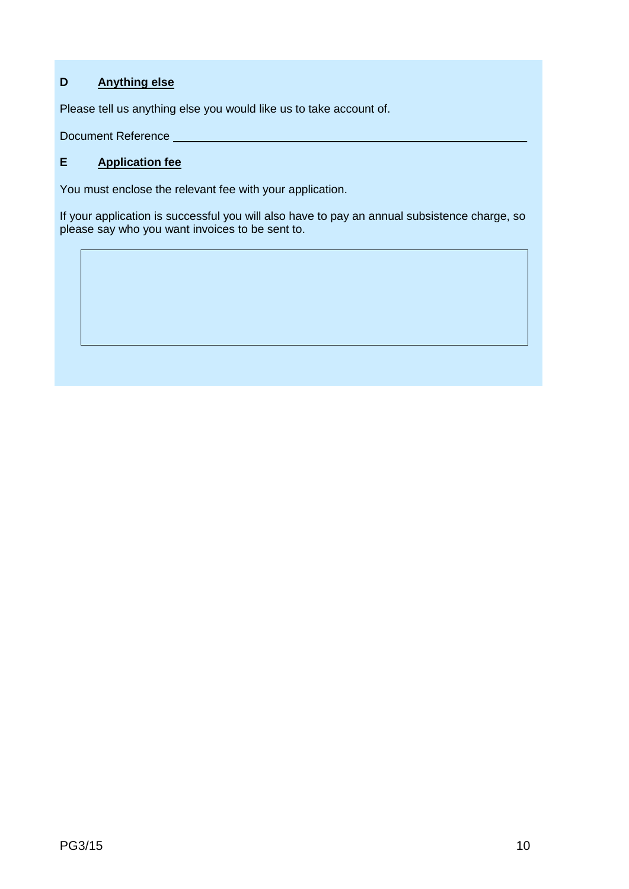## D Anything else

Please tell us anything else you would like us to take account of.

Document Reference \_\_\_\_\_\_\_\_\_\_\_\_\_\_\_\_\_\_\_\_\_\_\_\_\_\_\_\_\_\_\_\_\_\_\_\_\_\_\_\_\_\_

## E Application fee

You must enclose the relevant fee with your application.

If your application is successful you will also have to pay an annual subsistence charge, so please say who you want invoices to be sent to.

| |
|---|
| |

PG3/15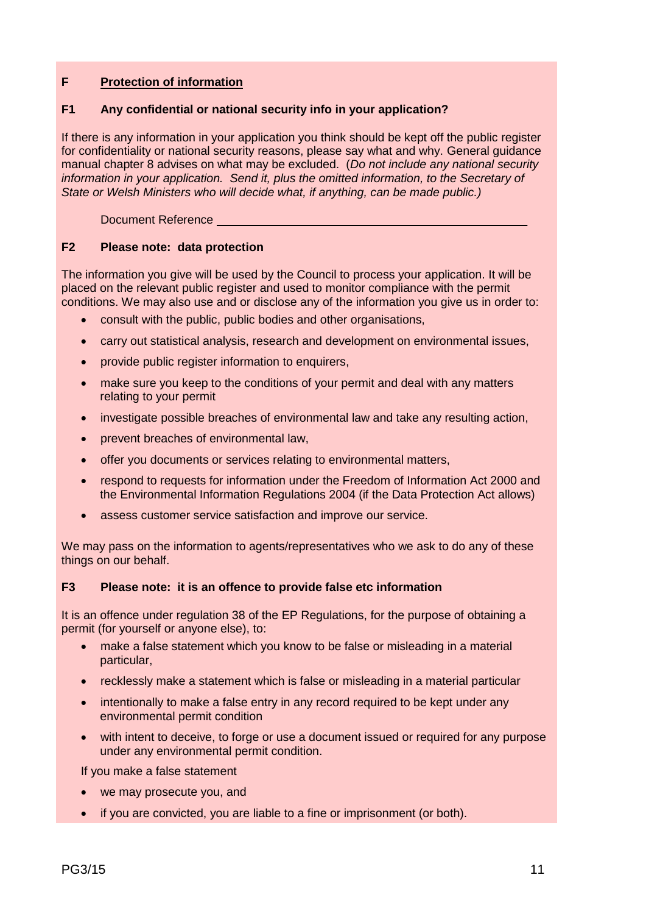## F Protection of information

### F1 Any confidential or national security info in your application?

If there is any information in your application you think should be kept off the public register for confidentiality or national security reasons, please say what and why. General guidance manual chapter 8 advises on what may be excluded. (*Do not include any national security information in your application. Send it, plus the omitted information, to the Secretary of State or Welsh Ministers who will decide what, if anything, can be made public.)*

Document Reference ______________________________

### F2 Please note: data protection

The information you give will be used by the Council to process your application. It will be placed on the relevant public register and used to monitor compliance with the permit conditions. We may also use and or disclose any of the information you give us in order to:

- consult with the public, public bodies and other organisations,
- carry out statistical analysis, research and development on environmental issues,
- provide public register information to enquirers,
- make sure you keep to the conditions of your permit and deal with any matters relating to your permit
- investigate possible breaches of environmental law and take any resulting action,
- prevent breaches of environmental law,
- offer you documents or services relating to environmental matters,
- respond to requests for information under the Freedom of Information Act 2000 and the Environmental Information Regulations 2004 (if the Data Protection Act allows)
- assess customer service satisfaction and improve our service.

We may pass on the information to agents/representatives who we ask to do any of these things on our behalf.

### F3 Please note: it is an offence to provide false etc information

It is an offence under regulation 38 of the EP Regulations, for the purpose of obtaining a permit (for yourself or anyone else), to:

- make a false statement which you know to be false or misleading in a material particular,
- recklessly make a statement which is false or misleading in a material particular
- intentionally to make a false entry in any record required to be kept under any environmental permit condition
- with intent to deceive, to forge or use a document issued or required for any purpose under any environmental permit condition.

If you make a false statement

- we may prosecute you, and
- if you are convicted, you are liable to a fine or imprisonment (or both).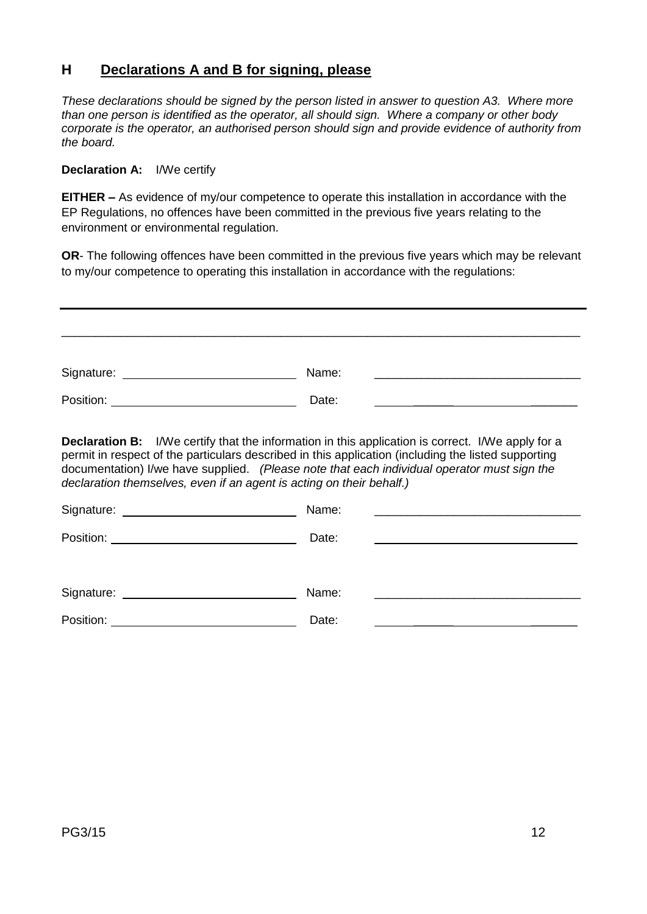## H Declarations A and B for signing, please

*These declarations should be signed by the person listed in answer to question A3. Where more than one person is identified as the operator, all should sign. Where a company or other body corporate is the operator, an authorised person should sign and provide evidence of authority from the board.*

**Declaration A:** I/We certify

**EITHER –** As evidence of my/our competence to operate this installation in accordance with the EP Regulations, no offences have been committed in the previous five years relating to the environment or environmental regulation.

**OR**- The following offences have been committed in the previous five years which may be relevant to my/our competence to operating this installation in accordance with the regulations:

_______________________________________________________________________________

_______________________________________________________________________________

Signature: ____________________ Name: ____________________

Position: ____________________ Date: ____________________

**Declaration B:** I/We certify that the information in this application is correct. I/We apply for a permit in respect of the particulars described in this application (including the listed supporting documentation) I/we have supplied. *(Please note that each individual operator must sign the declaration themselves, even if an agent is acting on their behalf.)*

Signature: ____________________ Name: ____________________

Position: ____________________ Date: ____________________

Signature: ____________________ Name: ____________________

Position: ____________________ Date: ____________________

PG3/15